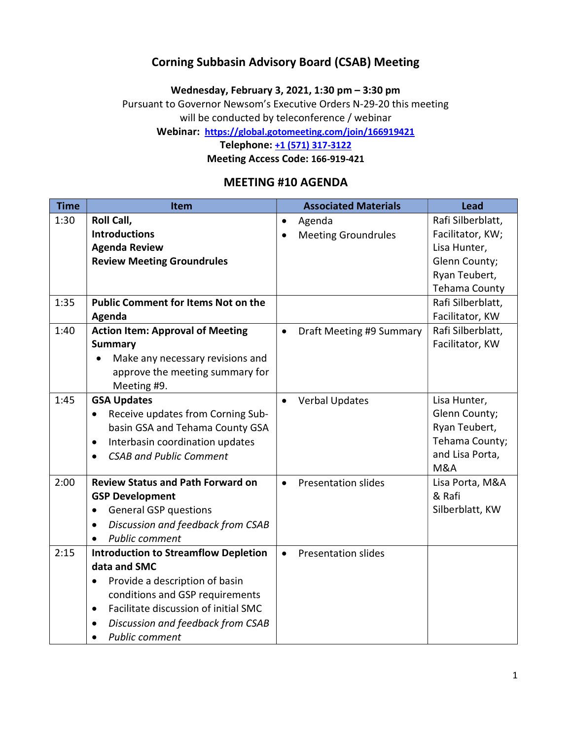# Corning Subbasin Advisory Board (CSAB) Meeting

**Wednesday, February 3, 2021, 1:30 pm – 3:30 pm**

Pursuant to Governor Newsom's Executive Orders N-29-20 this meeting will be conducted by teleconference / webinar

**Webinar: https://global.gotomeeting.com/join/166919421**

**Telephone: +1 (571) 317-3122**

**Meeting Access Code: 166-919-421**

## MEETING #10 AGENDA

| Time | Item | Associated Materials | Lead |
|---|---|---|---|
| 1:30 | **Roll Call,**<br>**Introductions**<br>**Agenda Review**<br>**Review Meeting Groundrules** | • Agenda<br>• Meeting Groundrules | Rafi Silberblatt, Facilitator, KW; Lisa Hunter, Glenn County; Ryan Teubert, Tehama County |
| 1:35 | **Public Comment for Items Not on the Agenda** | | Rafi Silberblatt, Facilitator, KW |
| 1:40 | **Action Item: Approval of Meeting Summary**<br>• Make any necessary revisions and approve the meeting summary for Meeting #9. | • Draft Meeting #9 Summary | Rafi Silberblatt, Facilitator, KW |
| 1:45 | **GSA Updates**<br>• Receive updates from Corning Sub-basin GSA and Tehama County GSA<br>• Interbasin coordination updates<br>• *CSAB and Public Comment* | • Verbal Updates | Lisa Hunter, Glenn County; Ryan Teubert, Tehama County; and Lisa Porta, M&A |
| 2:00 | **Review Status and Path Forward on GSP Development**<br>• General GSP questions<br>• *Discussion and feedback from CSAB*<br>• *Public comment* | • Presentation slides | Lisa Porta, M&A & Rafi Silberblatt, KW |
| 2:15 | **Introduction to Streamflow Depletion data and SMC**<br>• Provide a description of basin conditions and GSP requirements<br>• Facilitate discussion of initial SMC<br>• *Discussion and feedback from CSAB*<br>• *Public comment* | • Presentation slides | |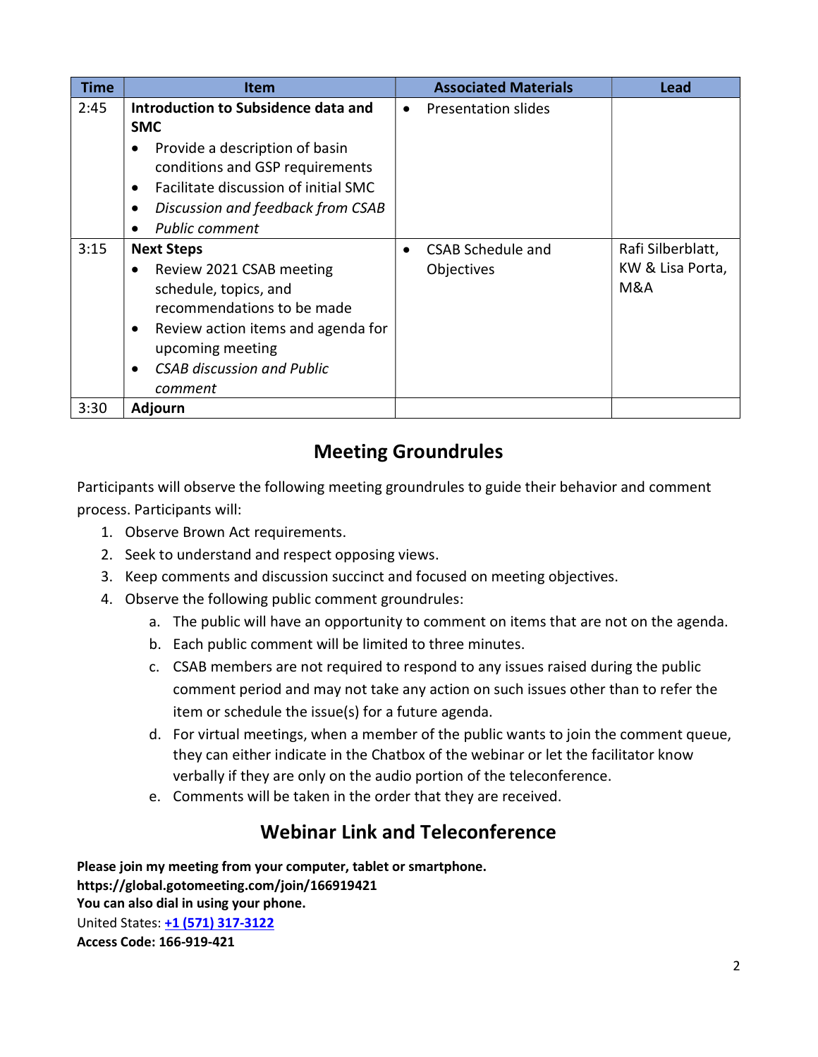| Time | Item | Associated Materials | Lead |
|---|---|---|---|
| 2:45 | **Introduction to Subsidence data and SMC**<br>• Provide a description of basin conditions and GSP requirements<br>• Facilitate discussion of initial SMC<br>• *Discussion and feedback from CSAB*<br>• *Public comment* | • Presentation slides | |
| 3:15 | **Next Steps**<br>• Review 2021 CSAB meeting schedule, topics, and recommendations to be made<br>• Review action items and agenda for upcoming meeting<br>• *CSAB discussion and Public comment* | • CSAB Schedule and Objectives | Rafi Silberblatt, KW & Lisa Porta, M&A |
| 3:30 | **Adjourn** | | |

## Meeting Groundrules

Participants will observe the following meeting groundrules to guide their behavior and comment process. Participants will:

1. Observe Brown Act requirements.
2. Seek to understand and respect opposing views.
3. Keep comments and discussion succinct and focused on meeting objectives.
4. Observe the following public comment groundrules:
   a. The public will have an opportunity to comment on items that are not on the agenda.
   b. Each public comment will be limited to three minutes.
   c. CSAB members are not required to respond to any issues raised during the public comment period and may not take any action on such issues other than to refer the item or schedule the issue(s) for a future agenda.
   d. For virtual meetings, when a member of the public wants to join the comment queue, they can either indicate in the Chatbox of the webinar or let the facilitator know verbally if they are only on the audio portion of the teleconference.
   e. Comments will be taken in the order that they are received.

## Webinar Link and Teleconference

**Please join my meeting from your computer, tablet or smartphone.**
**https://global.gotomeeting.com/join/166919421**
**You can also dial in using your phone.**
United States: **+1 (571) 317-3122**
**Access Code: 166-919-421**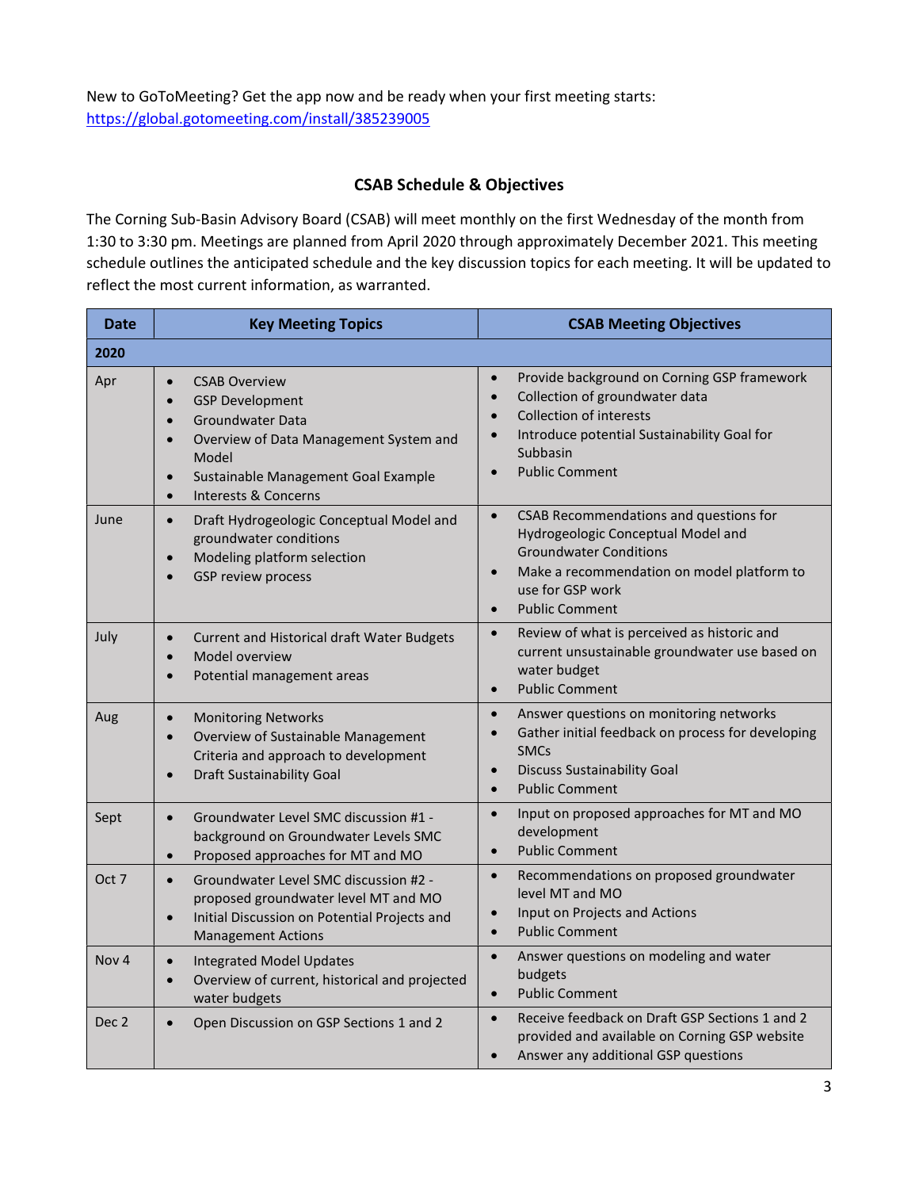New to GoToMeeting? Get the app now and be ready when your first meeting starts:
https://global.gotomeeting.com/install/385239005

## CSAB Schedule & Objectives

The Corning Sub-Basin Advisory Board (CSAB) will meet monthly on the first Wednesday of the month from 1:30 to 3:30 pm. Meetings are planned from April 2020 through approximately December 2021. This meeting schedule outlines the anticipated schedule and the key discussion topics for each meeting. It will be updated to reflect the most current information, as warranted.

| Date | Key Meeting Topics | CSAB Meeting Objectives |
|---|---|---|
| **2020** | | |
| Apr | • CSAB Overview<br>• GSP Development<br>• Groundwater Data<br>• Overview of Data Management System and Model<br>• Sustainable Management Goal Example<br>• Interests & Concerns | • Provide background on Corning GSP framework<br>• Collection of groundwater data<br>• Collection of interests<br>• Introduce potential Sustainability Goal for Subbasin<br>• Public Comment |
| June | • Draft Hydrogeologic Conceptual Model and groundwater conditions<br>• Modeling platform selection<br>• GSP review process | • CSAB Recommendations and questions for Hydrogeologic Conceptual Model and Groundwater Conditions<br>• Make a recommendation on model platform to use for GSP work<br>• Public Comment |
| July | • Current and Historical draft Water Budgets<br>• Model overview<br>• Potential management areas | • Review of what is perceived as historic and current unsustainable groundwater use based on water budget<br>• Public Comment |
| Aug | • Monitoring Networks<br>• Overview of Sustainable Management Criteria and approach to development<br>• Draft Sustainability Goal | • Answer questions on monitoring networks<br>• Gather initial feedback on process for developing SMCs<br>• Discuss Sustainability Goal<br>• Public Comment |
| Sept | • Groundwater Level SMC discussion #1 - background on Groundwater Levels SMC<br>• Proposed approaches for MT and MO | • Input on proposed approaches for MT and MO development<br>• Public Comment |
| Oct 7 | • Groundwater Level SMC discussion #2 - proposed groundwater level MT and MO<br>• Initial Discussion on Potential Projects and Management Actions | • Recommendations on proposed groundwater level MT and MO<br>• Input on Projects and Actions<br>• Public Comment |
| Nov 4 | • Integrated Model Updates<br>• Overview of current, historical and projected water budgets | • Answer questions on modeling and water budgets<br>• Public Comment |
| Dec 2 | • Open Discussion on GSP Sections 1 and 2 | • Receive feedback on Draft GSP Sections 1 and 2 provided and available on Corning GSP website<br>• Answer any additional GSP questions |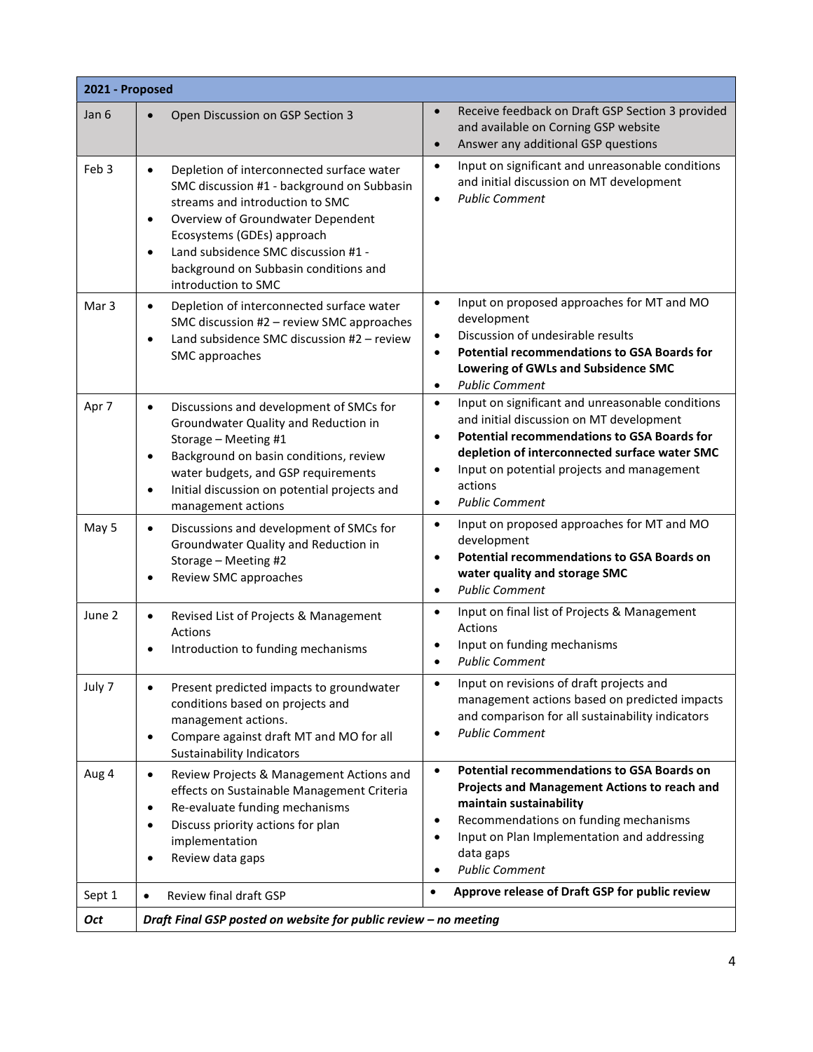| 2021 - Proposed | | |
|---|---|---|
| Jan 6 | • Open Discussion on GSP Section 3 | • Receive feedback on Draft GSP Section 3 provided and available on Corning GSP website<br>• Answer any additional GSP questions |
| Feb 3 | • Depletion of interconnected surface water SMC discussion #1 - background on Subbasin streams and introduction to SMC<br>• Overview of Groundwater Dependent Ecosystems (GDEs) approach<br>• Land subsidence SMC discussion #1 - background on Subbasin conditions and introduction to SMC | • Input on significant and unreasonable conditions and initial discussion on MT development<br>• *Public Comment* |
| Mar 3 | • Depletion of interconnected surface water SMC discussion #2 – review SMC approaches<br>• Land subsidence SMC discussion #2 – review SMC approaches | • Input on proposed approaches for MT and MO development<br>• Discussion of undesirable results<br>• **Potential recommendations to GSA Boards for Lowering of GWLs and Subsidence SMC**<br>• *Public Comment* |
| Apr 7 | • Discussions and development of SMCs for Groundwater Quality and Reduction in Storage – Meeting #1<br>• Background on basin conditions, review water budgets, and GSP requirements<br>• Initial discussion on potential projects and management actions | • Input on significant and unreasonable conditions and initial discussion on MT development<br>• **Potential recommendations to GSA Boards for depletion of interconnected surface water SMC**<br>• Input on potential projects and management actions<br>• *Public Comment* |
| May 5 | • Discussions and development of SMCs for Groundwater Quality and Reduction in Storage – Meeting #2<br>• Review SMC approaches | • Input on proposed approaches for MT and MO development<br>• **Potential recommendations to GSA Boards on water quality and storage SMC**<br>• *Public Comment* |
| June 2 | • Revised List of Projects & Management Actions<br>• Introduction to funding mechanisms | • Input on final list of Projects & Management Actions<br>• Input on funding mechanisms<br>• *Public Comment* |
| July 7 | • Present predicted impacts to groundwater conditions based on projects and management actions.<br>• Compare against draft MT and MO for all Sustainability Indicators | • Input on revisions of draft projects and management actions based on predicted impacts and comparison for all sustainability indicators<br>• *Public Comment* |
| Aug 4 | • Review Projects & Management Actions and effects on Sustainable Management Criteria<br>• Re-evaluate funding mechanisms<br>• Discuss priority actions for plan implementation<br>• Review data gaps | • **Potential recommendations to GSA Boards on Projects and Management Actions to reach and maintain sustainability**<br>• Recommendations on funding mechanisms<br>• Input on Plan Implementation and addressing data gaps<br>• *Public Comment* |
| Sept 1 | • Review final draft GSP | • **Approve release of Draft GSP for public review** |
| ***Oct*** | ***Draft Final GSP posted on website for public review – no meeting*** | |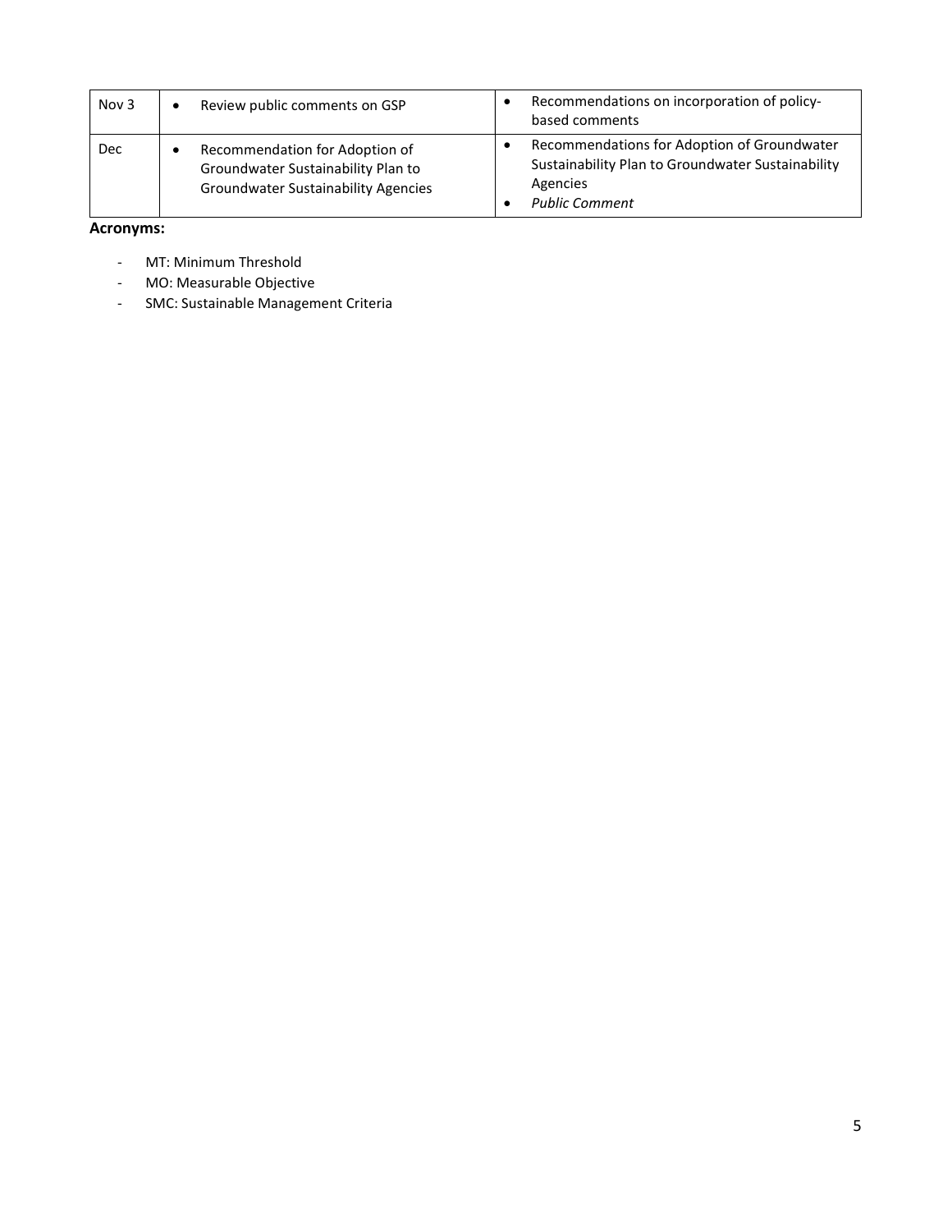| | | |
|---|---|---|
| Nov 3 | • Review public comments on GSP | • Recommendations on incorporation of policy-based comments |
| Dec | • Recommendation for Adoption of Groundwater Sustainability Plan to Groundwater Sustainability Agencies | • Recommendations for Adoption of Groundwater Sustainability Plan to Groundwater Sustainability Agencies<br>• *Public Comment* |

**Acronyms:**

- MT: Minimum Threshold
- MO: Measurable Objective
- SMC: Sustainable Management Criteria